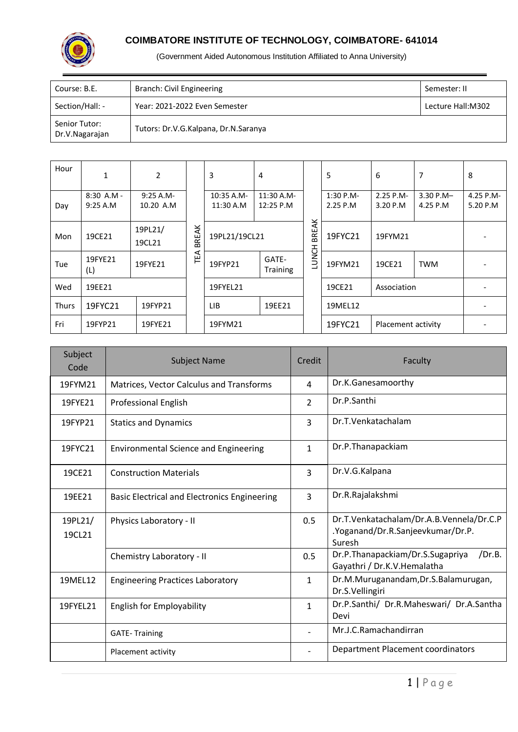# COIMBATORE INSTITUTE OF TECHNOLOGY, COIMBATORE- 641014

(Government Aided Autonomous Institution Affiliated to Anna University)

| | | |
|---|---|---|
| Course: B.E. | Branch: Civil Engineering | Semester: II |
| Section/Hall: - | Year: 2021-2022 Even Semester | Lecture Hall:M302 |
| Senior Tutor: Dr.V.Nagarajan | Tutors: Dr.V.G.Kalpana, Dr.N.Saranya | |

| Hour | 1 | 2 | | 3 | 4 | | 5 | 6 | 7 | 8 |
|---|---|---|---|---|---|---|---|---|---|---|
| Day | 8:30 A.M - 9:25 A.M | 9:25 A.M- 10.20 A.M | TEA BREAK | 10:35 A.M- 11:30 A.M | 11:30 A.M- 12:25 P.M | LUNCH BREAK | 1:30 P.M- 2.25 P.M | 2.25 P.M- 3.20 P.M | 3.30 P.M– 4.25 P.M | 4.25 P.M- 5.20 P.M |
| Mon | 19CE21 | 19PL21/ 19CL21 | | 19PL21/19CL21 | | | 19FYC21 | 19FYM21 | | - |
| Tue | 19FYE21 (L) | 19FYE21 | | 19FYP21 | GATE- Training | | 19FYM21 | 19CE21 | TWM | - |
| Wed | 19EE21 | | | 19FYEL21 | | | 19CE21 | Association | | - |
| Thurs | 19FYC21 | 19FYP21 | | LIB | 19EE21 | | 19MEL12 | | | - |
| Fri | 19FYP21 | 19FYE21 | | 19FYM21 | | | 19FYC21 | Placement activity | | - |

| Subject Code | Subject Name | Credit | Faculty |
|---|---|---|---|
| 19FYM21 | Matrices, Vector Calculus and Transforms | 4 | Dr.K.Ganesamoorthy |
| 19FYE21 | Professional English | 2 | Dr.P.Santhi |
| 19FYP21 | Statics and Dynamics | 3 | Dr.T.Venkatachalam |
| 19FYC21 | Environmental Science and Engineering | 1 | Dr.P.Thanapackiam |
| 19CE21 | Construction Materials | 3 | Dr.V.G.Kalpana |
| 19EE21 | Basic Electrical and Electronics Engineering | 3 | Dr.R.Rajalakshmi |
| 19PL21/ 19CL21 | Physics Laboratory - II | 0.5 | Dr.T.Venkatachalam/Dr.A.B.Vennela/Dr.C.P .Yoganand/Dr.R.Sanjeevkumar/Dr.P. Suresh |
| | Chemistry Laboratory - II | 0.5 | Dr.P.Thanapackiam/Dr.S.Sugapriya /Dr.B. Gayathri / Dr.K.V.Hemalatha |
| 19MEL12 | Engineering Practices Laboratory | 1 | Dr.M.Muruganandam,Dr.S.Balamurugan, Dr.S.Vellingiri |
| 19FYEL21 | English for Employability | 1 | Dr.P.Santhi/ Dr.R.Maheswari/ Dr.A.Santha Devi |
| | GATE- Training | - | Mr.J.C.Ramachandirran |
| | Placement activity | - | Department Placement coordinators |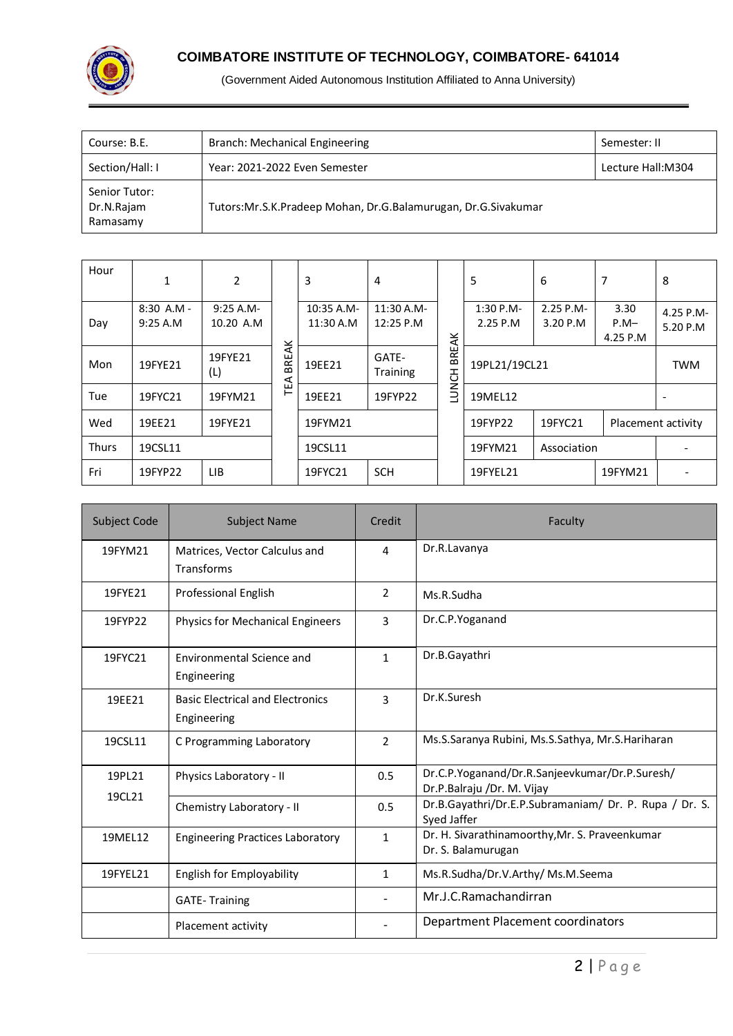**COIMBATORE INSTITUTE OF TECHNOLOGY, COIMBATORE- 641014**

(Government Aided Autonomous Institution Affiliated to Anna University)

| | | |
|---|---|---|
| Course: B.E. | Branch: Mechanical Engineering | Semester: II |
| Section/Hall: I | Year: 2021-2022 Even Semester | Lecture Hall:M304 |
| Senior Tutor: Dr.N.Rajam Ramasamy | Tutors:Mr.S.K.Pradeep Mohan, Dr.G.Balamurugan, Dr.G.Sivakumar | |

| Hour | 1 | 2 | | 3 | 4 | | 5 | 6 | 7 | 8 |
|---|---|---|---|---|---|---|---|---|---|---|
| Day | 8:30 A.M - 9:25 A.M | 9:25 A.M- 10.20 A.M | TEA BREAK | 10:35 A.M- 11:30 A.M | 11:30 A.M- 12:25 P.M | LUNCH BREAK | 1:30 P.M- 2.25 P.M | 2.25 P.M- 3.20 P.M | 3.30 P.M– 4.25 P.M | 4.25 P.M- 5.20 P.M |
| Mon | 19FYE21 | 19FYE21 (L) | | 19EE21 | GATE-Training | | 19PL21/19CL21 | | | TWM |
| Tue | 19FYC21 | 19FYM21 | | 19EE21 | 19FYP22 | | 19MEL12 | | | - |
| Wed | 19EE21 | 19FYE21 | | 19FYM21 | | | 19FYP22 | 19FYC21 | Placement activity | |
| Thurs | 19CSL11 | | | 19CSL11 | | | 19FYM21 | Association | | - |
| Fri | 19FYP22 | LIB | | 19FYC21 | SCH | | 19FYEL21 | | 19FYM21 | - |

| Subject Code | Subject Name | Credit | Faculty |
|---|---|---|---|
| 19FYM21 | Matrices, Vector Calculus and Transforms | 4 | Dr.R.Lavanya |
| 19FYE21 | Professional English | 2 | Ms.R.Sudha |
| 19FYP22 | Physics for Mechanical Engineers | 3 | Dr.C.P.Yoganand |
| 19FYC21 | Environmental Science and Engineering | 1 | Dr.B.Gayathri |
| 19EE21 | Basic Electrical and Electronics Engineering | 3 | Dr.K.Suresh |
| 19CSL11 | C Programming Laboratory | 2 | Ms.S.Saranya Rubini, Ms.S.Sathya, Mr.S.Hariharan |
| 19PL21 19CL21 | Physics Laboratory - II | 0.5 | Dr.C.P.Yoganand/Dr.R.Sanjeevkumar/Dr.P.Suresh/ Dr.P.Balraju /Dr. M. Vijay |
| | Chemistry Laboratory - II | 0.5 | Dr.B.Gayathri/Dr.E.P.Subramaniam/ Dr. P. Rupa / Dr. S. Syed Jaffer |
| 19MEL12 | Engineering Practices Laboratory | 1 | Dr. H. Sivarathinamoorthy,Mr. S. Praveenkumar Dr. S. Balamurugan |
| 19FYEL21 | English for Employability | 1 | Ms.R.Sudha/Dr.V.Arthy/ Ms.M.Seema |
| | GATE- Training | - | Mr.J.C.Ramachandirran |
| | Placement activity | - | Department Placement coordinators |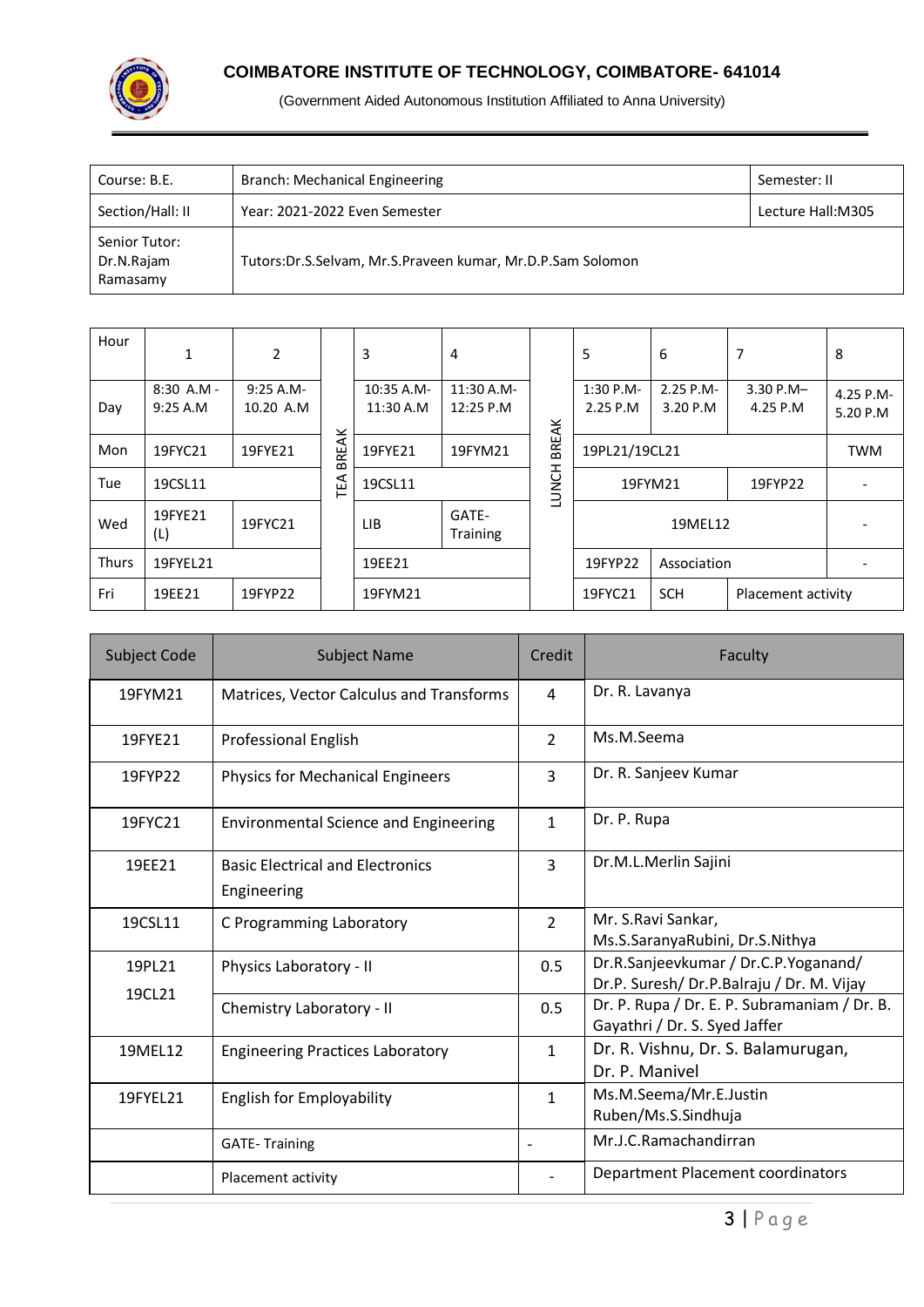**COIMBATORE INSTITUTE OF TECHNOLOGY, COIMBATORE- 641014**

(Government Aided Autonomous Institution Affiliated to Anna University)

| | | |
|---|---|---|
| Course: B.E. | Branch: Mechanical Engineering | Semester: II |
| Section/Hall: II | Year: 2021-2022 Even Semester | Lecture Hall:M305 |
| Senior Tutor: Dr.N.Rajam Ramasamy | Tutors:Dr.S.Selvam, Mr.S.Praveen kumar, Mr.D.P.Sam Solomon | |

| Hour | 1 | 2 | | 3 | 4 | | 5 | 6 | 7 | 8 |
|---|---|---|---|---|---|---|---|---|---|---|
| Day | 8:30 A.M - 9:25 A.M | 9:25 A.M- 10.20 A.M | TEA BREAK | 10:35 A.M- 11:30 A.M | 11:30 A.M- 12:25 P.M | LUNCH BREAK | 1:30 P.M- 2.25 P.M | 2.25 P.M- 3.20 P.M | 3.30 P.M– 4.25 P.M | 4.25 P.M- 5.20 P.M |
| Mon | 19FYC21 | 19FYE21 | | 19FYE21 | 19FYM21 | | 19PL21/19CL21 | | | TWM |
| Tue | 19CSL11 | | | 19CSL11 | | | 19FYM21 | | 19FYP22 | - |
| Wed | 19FYE21 (L) | 19FYC21 | | LIB | GATE- Training | | 19MEL12 | | | - |
| Thurs | 19FYEL21 | | | 19EE21 | | | 19FYP22 | Association | | - |
| Fri | 19EE21 | 19FYP22 | | 19FYM21 | | | 19FYC21 | SCH | Placement activity | |

| Subject Code | Subject Name | Credit | Faculty |
|---|---|---|---|
| 19FYM21 | Matrices, Vector Calculus and Transforms | 4 | Dr. R. Lavanya |
| 19FYE21 | Professional English | 2 | Ms.M.Seema |
| 19FYP22 | Physics for Mechanical Engineers | 3 | Dr. R. Sanjeev Kumar |
| 19FYC21 | Environmental Science and Engineering | 1 | Dr. P. Rupa |
| 19EE21 | Basic Electrical and Electronics Engineering | 3 | Dr.M.L.Merlin Sajini |
| 19CSL11 | C Programming Laboratory | 2 | Mr. S.Ravi Sankar, Ms.S.SaranyaRubini, Dr.S.Nithya |
| 19PL21 19CL21 | Physics Laboratory - II | 0.5 | Dr.R.Sanjeevkumar / Dr.C.P.Yoganand/ Dr.P. Suresh/ Dr.P.Balraju / Dr. M. Vijay |
| | Chemistry Laboratory - II | 0.5 | Dr. P. Rupa / Dr. E. P. Subramaniam / Dr. B. Gayathri / Dr. S. Syed Jaffer |
| 19MEL12 | Engineering Practices Laboratory | 1 | Dr. R. Vishnu, Dr. S. Balamurugan, Dr. P. Manivel |
| 19FYEL21 | English for Employability | 1 | Ms.M.Seema/Mr.E.Justin Ruben/Ms.S.Sindhuja |
| | GATE- Training | - | Mr.J.C.Ramachandirran |
| | Placement activity | - | Department Placement coordinators |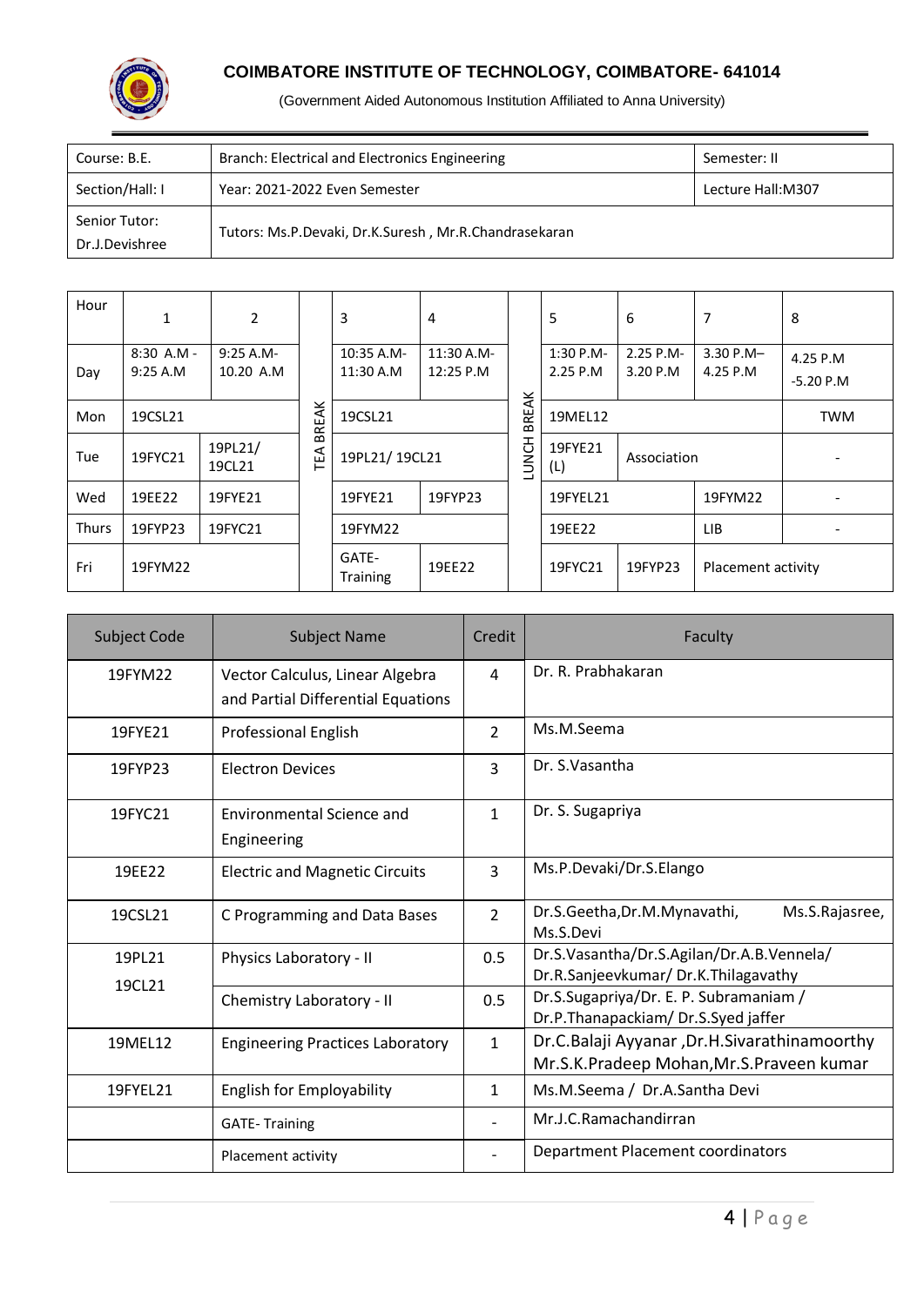## COIMBATORE INSTITUTE OF TECHNOLOGY, COIMBATORE- 641014

(Government Aided Autonomous Institution Affiliated to Anna University)

| Course: B.E. | Branch: Electrical and Electronics Engineering | Semester: II |
|---|---|---|
| Section/Hall: I | Year: 2021-2022 Even Semester | Lecture Hall:M307 |
| Senior Tutor: Dr.J.Devishree | Tutors: Ms.P.Devaki, Dr.K.Suresh , Mr.R.Chandrasekaran | |

| Hour | 1 | 2 | | 3 | 4 | | 5 | 6 | 7 | 8 |
|---|---|---|---|---|---|---|---|---|---|---|
| Day | 8:30 A.M - 9:25 A.M | 9:25 A.M- 10.20 A.M | | 10:35 A.M- 11:30 A.M | 11:30 A.M- 12:25 P.M | | 1:30 P.M- 2.25 P.M | 2.25 P.M- 3.20 P.M | 3.30 P.M– 4.25 P.M | 4.25 P.M -5.20 P.M |
| Mon | 19CSL21 | | TEA BREAK | 19CSL21 | | LUNCH BREAK | 19MEL12 | | | TWM |
| Tue | 19FYC21 | 19PL21/ 19CL21 | | 19PL21/ 19CL21 | | | 19FYE21 (L) | Association | | - |
| Wed | 19EE22 | 19FYE21 | | 19FYE21 | 19FYP23 | | 19FYEL21 | | 19FYM22 | - |
| Thurs | 19FYP23 | 19FYC21 | | 19FYM22 | | | 19EE22 | | LIB | - |
| Fri | 19FYM22 | | | GATE-Training | 19EE22 | | 19FYC21 | 19FYP23 | Placement activity | |

| Subject Code | Subject Name | Credit | Faculty |
|---|---|---|---|
| 19FYM22 | Vector Calculus, Linear Algebra and Partial Differential Equations | 4 | Dr. R. Prabhakaran |
| 19FYE21 | Professional English | 2 | Ms.M.Seema |
| 19FYP23 | Electron Devices | 3 | Dr. S.Vasantha |
| 19FYC21 | Environmental Science and Engineering | 1 | Dr. S. Sugapriya |
| 19EE22 | Electric and Magnetic Circuits | 3 | Ms.P.Devaki/Dr.S.Elango |
| 19CSL21 | C Programming and Data Bases | 2 | Dr.S.Geetha,Dr.M.Mynavathi, Ms.S.Rajasree, Ms.S.Devi |
| 19PL21 19CL21 | Physics Laboratory - II | 0.5 | Dr.S.Vasantha/Dr.S.Agilan/Dr.A.B.Vennela/ Dr.R.Sanjeevkumar/ Dr.K.Thilagavathy |
| | Chemistry Laboratory - II | 0.5 | Dr.S.Sugapriya/Dr. E. P. Subramaniam / Dr.P.Thanapackiam/ Dr.S.Syed jaffer |
| 19MEL12 | Engineering Practices Laboratory | 1 | Dr.C.Balaji Ayyanar ,Dr.H.Sivarathinamoorthy Mr.S.K.Pradeep Mohan,Mr.S.Praveen kumar |
| 19FYEL21 | English for Employability | 1 | Ms.M.Seema / Dr.A.Santha Devi |
| | GATE- Training | - | Mr.J.C.Ramachandirran |
| | Placement activity | - | Department Placement coordinators |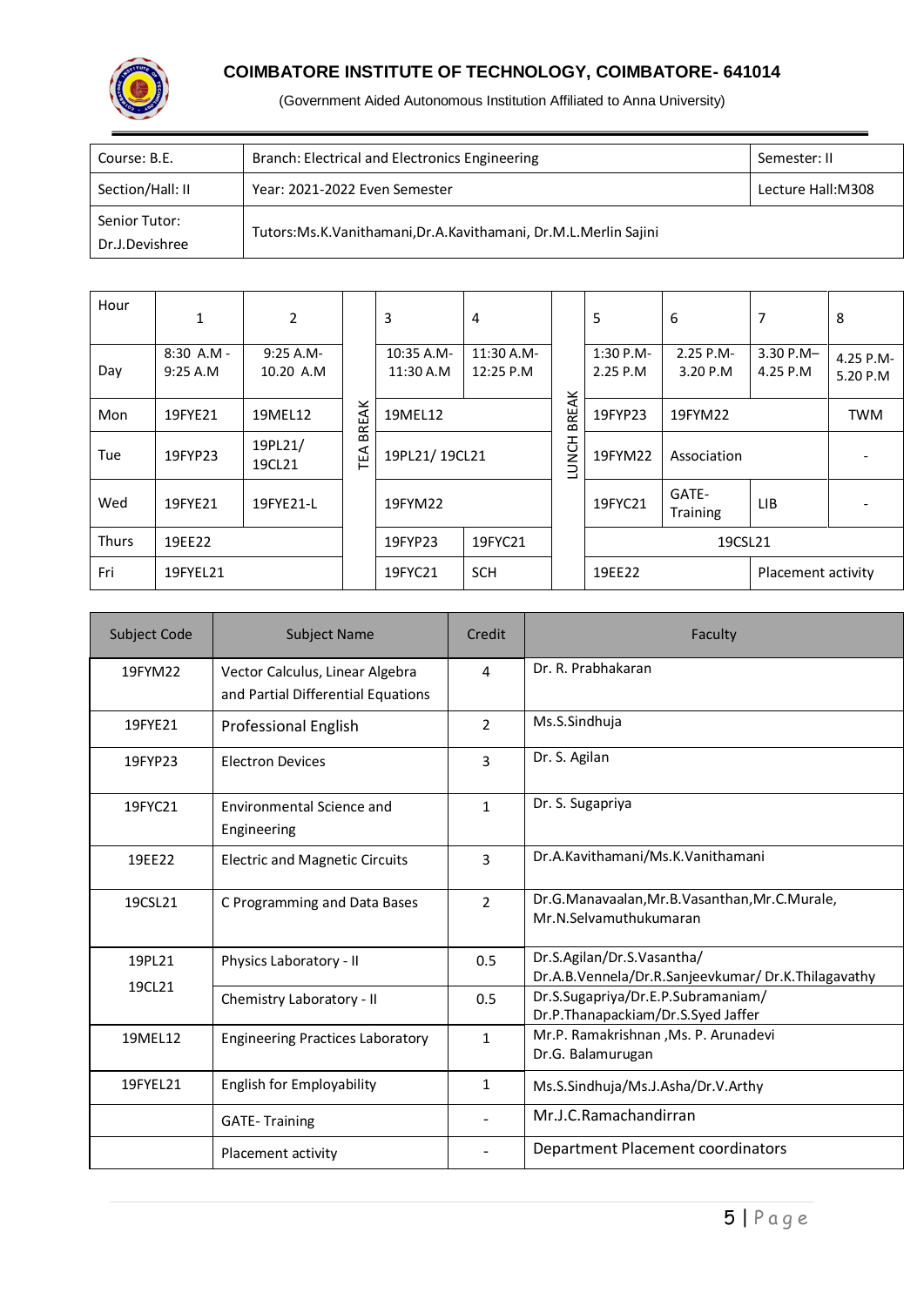# COIMBATORE INSTITUTE OF TECHNOLOGY, COIMBATORE- 641014

(Government Aided Autonomous Institution Affiliated to Anna University)

| Course: B.E. | Branch: Electrical and Electronics Engineering | Semester: II |
|---|---|---|
| Section/Hall: II | Year: 2021-2022 Even Semester | Lecture Hall:M308 |
| Senior Tutor: Dr.J.Devishree | Tutors:Ms.K.Vanithamani,Dr.A.Kavithamani, Dr.M.L.Merlin Sajini | |

| Hour | 1 | 2 | | 3 | 4 | | 5 | 6 | 7 | 8 |
|---|---|---|---|---|---|---|---|---|---|---|
| Day | 8:30 A.M - 9:25 A.M | 9:25 A.M- 10.20 A.M | | 10:35 A.M- 11:30 A.M | 11:30 A.M- 12:25 P.M | | 1:30 P.M- 2.25 P.M | 2.25 P.M- 3.20 P.M | 3.30 P.M– 4.25 P.M | 4.25 P.M- 5.20 P.M |
| Mon | 19FYE21 | 19MEL12 | TEA BREAK | 19MEL12 | | LUNCH BREAK | 19FYP23 | 19FYM22 | | TWM |
| Tue | 19FYP23 | 19PL21/ 19CL21 | | 19PL21/ 19CL21 | | | 19FYM22 | Association | | - |
| Wed | 19FYE21 | 19FYE21-L | | 19FYM22 | | | 19FYC21 | GATE-Training | LIB | - |
| Thurs | 19EE22 | | | 19FYP23 | 19FYC21 | | 19CSL21 | | | |
| Fri | 19FYEL21 | | | 19FYC21 | SCH | | 19EE22 | | Placement activity | |

| Subject Code | Subject Name | Credit | Faculty |
|---|---|---|---|
| 19FYM22 | Vector Calculus, Linear Algebra and Partial Differential Equations | 4 | Dr. R. Prabhakaran |
| 19FYE21 | Professional English | 2 | Ms.S.Sindhuja |
| 19FYP23 | Electron Devices | 3 | Dr. S. Agilan |
| 19FYC21 | Environmental Science and Engineering | 1 | Dr. S. Sugapriya |
| 19EE22 | Electric and Magnetic Circuits | 3 | Dr.A.Kavithamani/Ms.K.Vanithamani |
| 19CSL21 | C Programming and Data Bases | 2 | Dr.G.Manavaalan,Mr.B.Vasanthan,Mr.C.Murale, Mr.N.Selvamuthukumaran |
| 19PL21 19CL21 | Physics Laboratory - II | 0.5 | Dr.S.Agilan/Dr.S.Vasantha/ Dr.A.B.Vennela/Dr.R.Sanjeevkumar/ Dr.K.Thilagavathy |
| | Chemistry Laboratory - II | 0.5 | Dr.S.Sugapriya/Dr.E.P.Subramaniam/ Dr.P.Thanapackiam/Dr.S.Syed Jaffer |
| 19MEL12 | Engineering Practices Laboratory | 1 | Mr.P. Ramakrishnan ,Ms. P. Arunadevi Dr.G. Balamurugan |
| 19FYEL21 | English for Employability | 1 | Ms.S.Sindhuja/Ms.J.Asha/Dr.V.Arthy |
| | GATE- Training | - | Mr.J.C.Ramachandirran |
| | Placement activity | - | Department Placement coordinators |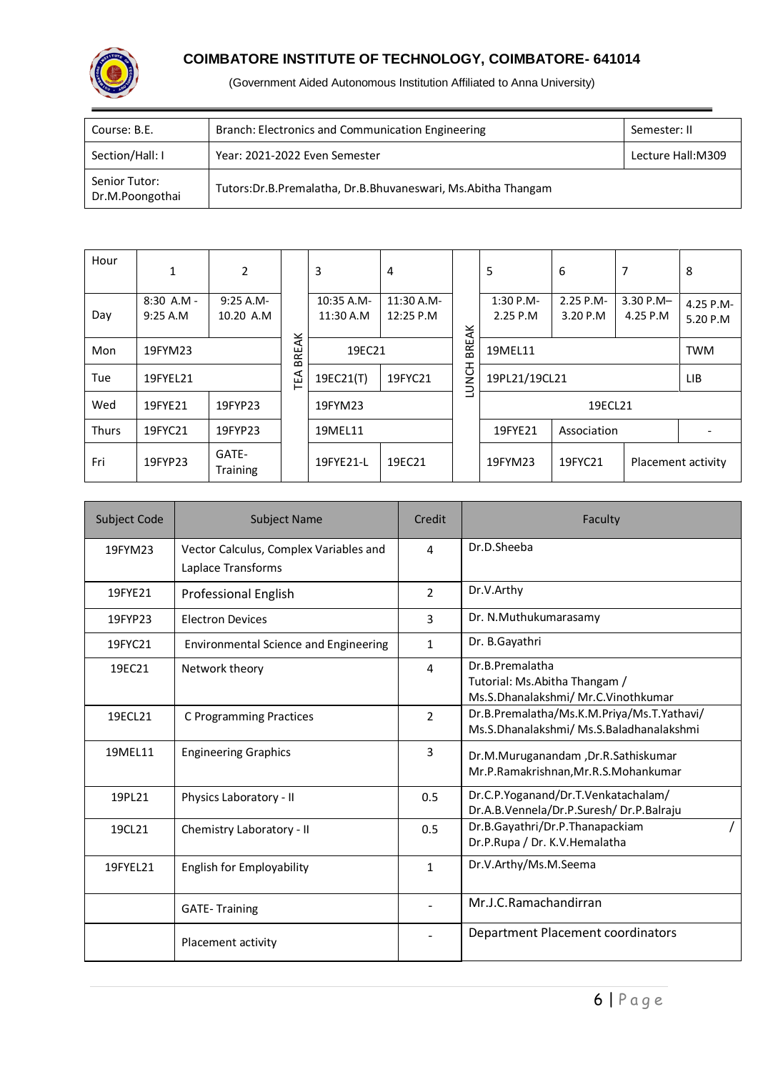## COIMBATORE INSTITUTE OF TECHNOLOGY, COIMBATORE- 641014

(Government Aided Autonomous Institution Affiliated to Anna University)

| | | |
|---|---|---|
| Course: B.E. | Branch: Electronics and Communication Engineering | Semester: II |
| Section/Hall: I | Year: 2021-2022 Even Semester | Lecture Hall:M309 |
| Senior Tutor: Dr.M.Poongothai | Tutors:Dr.B.Premalatha, Dr.B.Bhuvaneswari, Ms.Abitha Thangam | |

| Hour | 1 | 2 | | 3 | 4 | | 5 | 6 | 7 | 8 |
|---|---|---|---|---|---|---|---|---|---|---|
| Day | 8:30 A.M - 9:25 A.M | 9:25 A.M- 10.20 A.M | TEA BREAK | 10:35 A.M- 11:30 A.M | 11:30 A.M- 12:25 P.M | LUNCH BREAK | 1:30 P.M- 2.25 P.M | 2.25 P.M- 3.20 P.M | 3.30 P.M– 4.25 P.M | 4.25 P.M- 5.20 P.M |
| Mon | 19FYM23 | | | 19EC21 | | | 19MEL11 | | | TWM |
| Tue | 19FYEL21 | | | 19EC21(T) | 19FYC21 | | 19PL21/19CL21 | | | LIB |
| Wed | 19FYE21 | 19FYP23 | | 19FYM23 | | | 19ECL21 | | | |
| Thurs | 19FYC21 | 19FYP23 | | 19MEL11 | | | 19FYE21 | Association | | - |
| Fri | 19FYP23 | GATE-Training | | 19FYE21-L | 19EC21 | | 19FYM23 | 19FYC21 | Placement activity | |

| Subject Code | Subject Name | Credit | Faculty |
|---|---|---|---|
| 19FYM23 | Vector Calculus, Complex Variables and Laplace Transforms | 4 | Dr.D.Sheeba |
| 19FYE21 | Professional English | 2 | Dr.V.Arthy |
| 19FYP23 | Electron Devices | 3 | Dr. N.Muthukumarasamy |
| 19FYC21 | Environmental Science and Engineering | 1 | Dr. B.Gayathri |
| 19EC21 | Network theory | 4 | Dr.B.Premalatha<br>Tutorial: Ms.Abitha Thangam / Ms.S.Dhanalakshmi/ Mr.C.Vinothkumar |
| 19ECL21 | C Programming Practices | 2 | Dr.B.Premalatha/Ms.K.M.Priya/Ms.T.Yathavi/ Ms.S.Dhanalakshmi/ Ms.S.Baladhanalakshmi |
| 19MEL11 | Engineering Graphics | 3 | Dr.M.Muruganandam ,Dr.R.Sathiskumar Mr.P.Ramakrishnan,Mr.R.S.Mohankumar |
| 19PL21 | Physics Laboratory - II | 0.5 | Dr.C.P.Yoganand/Dr.T.Venkatachalam/ Dr.A.B.Vennela/Dr.P.Suresh/ Dr.P.Balraju |
| 19CL21 | Chemistry Laboratory - II | 0.5 | Dr.B.Gayathri/Dr.P.Thanapackiam / Dr.P.Rupa / Dr. K.V.Hemalatha |
| 19FYEL21 | English for Employability | 1 | Dr.V.Arthy/Ms.M.Seema |
| | GATE- Training | - | Mr.J.C.Ramachandirran |
| | Placement activity | - | Department Placement coordinators |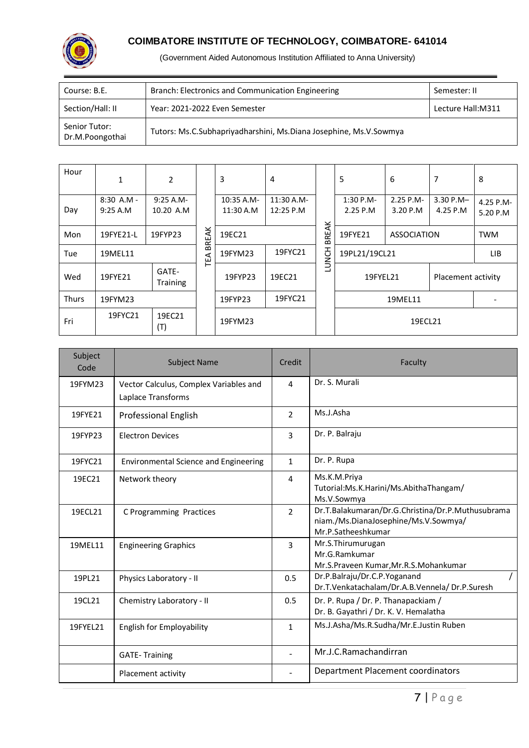## COIMBATORE INSTITUTE OF TECHNOLOGY, COIMBATORE- 641014

(Government Aided Autonomous Institution Affiliated to Anna University)

| Course: B.E. | Branch: Electronics and Communication Engineering | Semester: II |
|---|---|---|
| Section/Hall: II | Year: 2021-2022 Even Semester | Lecture Hall:M311 |
| Senior Tutor: Dr.M.Poongothai | Tutors: Ms.C.Subhapriyadharshini, Ms.Diana Josephine, Ms.V.Sowmya | |

| Hour | 1 | 2 | | 3 | 4 | | 5 | 6 | 7 | 8 |
|---|---|---|---|---|---|---|---|---|---|---|
| Day | 8:30 A.M - 9:25 A.M | 9:25 A.M- 10.20 A.M | TEA BREAK | 10:35 A.M- 11:30 A.M | 11:30 A.M- 12:25 P.M | LUNCH BREAK | 1:30 P.M- 2.25 P.M | 2.25 P.M- 3.20 P.M | 3.30 P.M– 4.25 P.M | 4.25 P.M- 5.20 P.M |
| Mon | 19FYE21-L | 19FYP23 | | 19EC21 | | | 19FYE21 | ASSOCIATION | | TWM |
| Tue | 19MEL11 | | | 19FYM23 | 19FYC21 | | 19PL21/19CL21 | | | LIB |
| Wed | 19FYE21 | GATE- Training | | 19FYP23 | 19EC21 | | 19FYEL21 | | Placement activity | |
| Thurs | 19FYM23 | | | 19FYP23 | 19FYC21 | | 19MEL11 | | | - |
| Fri | 19FYC21 | 19EC21 (T) | | 19FYM23 | | | 19ECL21 | | | |

| Subject Code | Subject Name | Credit | Faculty |
|---|---|---|---|
| 19FYM23 | Vector Calculus, Complex Variables and Laplace Transforms | 4 | Dr. S. Murali |
| 19FYE21 | Professional English | 2 | Ms.J.Asha |
| 19FYP23 | Electron Devices | 3 | Dr. P. Balraju |
| 19FYC21 | Environmental Science and Engineering | 1 | Dr. P. Rupa |
| 19EC21 | Network theory | 4 | Ms.K.M.Priya<br>Tutorial:Ms.K.Harini/Ms.AbithaThangam/ Ms.V.Sowmya |
| 19ECL21 | C Programming Practices | 2 | Dr.T.Balakumaran/Dr.G.Christina/Dr.P.Muthusubramaniam./Ms.DianaJosephine/Ms.V.Sowmya/ Mr.P.Satheeshkumar |
| 19MEL11 | Engineering Graphics | 3 | Mr.S.Thirumurugan<br>Mr.G.Ramkumar<br>Mr.S.Praveen Kumar,Mr.R.S.Mohankumar |
| 19PL21 | Physics Laboratory - II | 0.5 | Dr.P.Balraju/Dr.C.P.Yoganand / Dr.T.Venkatachalam/Dr.A.B.Vennela/ Dr.P.Suresh |
| 19CL21 | Chemistry Laboratory - II | 0.5 | Dr. P. Rupa / Dr. P. Thanapackiam / Dr. B. Gayathri / Dr. K. V. Hemalatha |
| 19FYEL21 | English for Employability | 1 | Ms.J.Asha/Ms.R.Sudha/Mr.E.Justin Ruben |
| | GATE- Training | - | Mr.J.C.Ramachandirran |
| | Placement activity | - | Department Placement coordinators |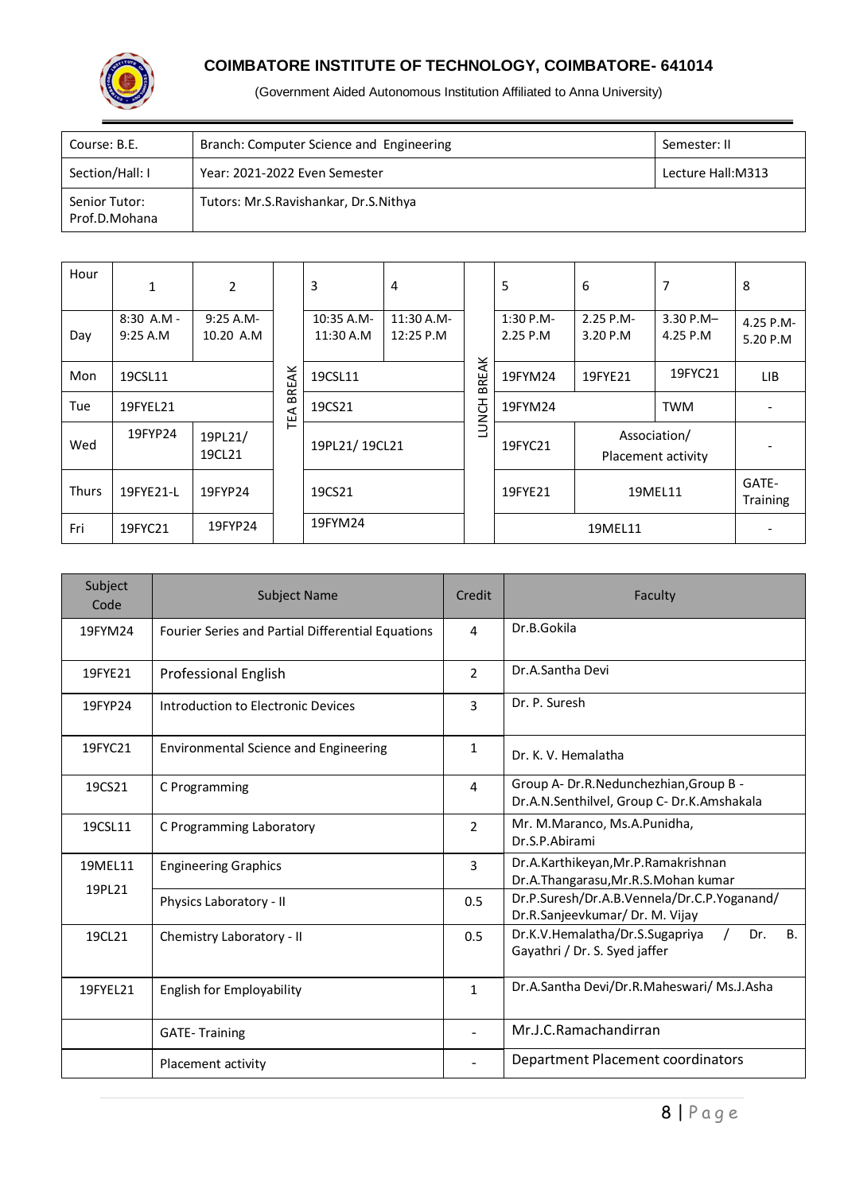# COIMBATORE INSTITUTE OF TECHNOLOGY, COIMBATORE- 641014

(Government Aided Autonomous Institution Affiliated to Anna University)

| Course: B.E. | Branch: Computer Science and Engineering | Semester: II |
|---|---|---|
| Section/Hall: I | Year: 2021-2022 Even Semester | Lecture Hall:M313 |
| Senior Tutor: Prof.D.Mohana | Tutors: Mr.S.Ravishankar, Dr.S.Nithya | |

| Hour | 1 | 2 | | 3 | 4 | | 5 | 6 | 7 | 8 |
|---|---|---|---|---|---|---|---|---|---|---|
| Day | 8:30 A.M - 9:25 A.M | 9:25 A.M- 10.20 A.M | TEA BREAK | 10:35 A.M- 11:30 A.M | 11:30 A.M- 12:25 P.M | LUNCH BREAK | 1:30 P.M- 2.25 P.M | 2.25 P.M- 3.20 P.M | 3.30 P.M– 4.25 P.M | 4.25 P.M- 5.20 P.M |
| Mon | 19CSL11 | | | 19CSL11 | | | 19FYM24 | 19FYE21 | 19FYC21 | LIB |
| Tue | 19FYEL21 | | | 19CS21 | | | 19FYM24 | | TWM | - |
| Wed | 19FYP24 | 19PL21/ 19CL21 | | 19PL21/ 19CL21 | | | 19FYC21 | Association/ Placement activity | | - |
| Thurs | 19FYE21-L | 19FYP24 | | 19CS21 | | | 19FYE21 | 19MEL11 | | GATE- Training |
| Fri | 19FYC21 | 19FYP24 | | 19FYM24 | | | 19MEL11 | | | - |

| Subject Code | Subject Name | Credit | Faculty |
|---|---|---|---|
| 19FYM24 | Fourier Series and Partial Differential Equations | 4 | Dr.B.Gokila |
| 19FYE21 | Professional English | 2 | Dr.A.Santha Devi |
| 19FYP24 | Introduction to Electronic Devices | 3 | Dr. P. Suresh |
| 19FYC21 | Environmental Science and Engineering | 1 | Dr. K. V. Hemalatha |
| 19CS21 | C Programming | 4 | Group A- Dr.R.Nedunchezhian,Group B - Dr.A.N.Senthilvel, Group C- Dr.K.Amshakala |
| 19CSL11 | C Programming Laboratory | 2 | Mr. M.Maranco, Ms.A.Punidha, Dr.S.P.Abirami |
| 19MEL11 | Engineering Graphics | 3 | Dr.A.Karthikeyan,Mr.P.Ramakrishnan Dr.A.Thangarasu,Mr.R.S.Mohan kumar |
| 19PL21 | Physics Laboratory - II | 0.5 | Dr.P.Suresh/Dr.A.B.Vennela/Dr.C.P.Yoganand/ Dr.R.Sanjeevkumar/ Dr. M. Vijay |
| 19CL21 | Chemistry Laboratory - II | 0.5 | Dr.K.V.Hemalatha/Dr.S.Sugapriya / Dr. B. Gayathri / Dr. S. Syed jaffer |
| 19FYEL21 | English for Employability | 1 | Dr.A.Santha Devi/Dr.R.Maheswari/ Ms.J.Asha |
| | GATE- Training | - | Mr.J.C.Ramachandirran |
| | Placement activity | - | Department Placement coordinators |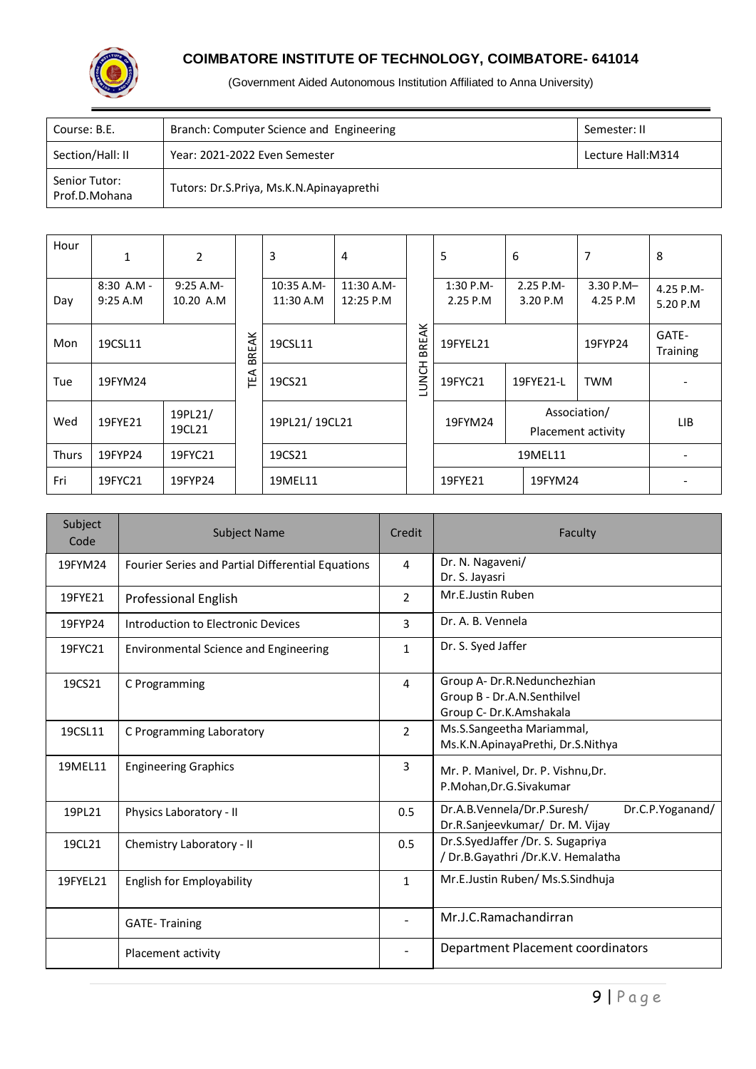**COIMBATORE INSTITUTE OF TECHNOLOGY, COIMBATORE- 641014**

(Government Aided Autonomous Institution Affiliated to Anna University)

| | | |
|---|---|---|
| Course: B.E. | Branch: Computer Science and Engineering | Semester: II |
| Section/Hall: II | Year: 2021-2022 Even Semester | Lecture Hall:M314 |
| Senior Tutor: Prof.D.Mohana | Tutors: Dr.S.Priya, Ms.K.N.Apinayaprethi | |

| Hour | 1 | 2 | | 3 | 4 | | 5 | 6 | 7 | 8 |
|---|---|---|---|---|---|---|---|---|---|---|
| Day | 8:30 A.M - 9:25 A.M | 9:25 A.M- 10.20 A.M | | 10:35 A.M- 11:30 A.M | 11:30 A.M- 12:25 P.M | | 1:30 P.M- 2.25 P.M | 2.25 P.M- 3.20 P.M | 3.30 P.M– 4.25 P.M | 4.25 P.M- 5.20 P.M |
| Mon | 19CSL11 | | TEA BREAK | 19CSL11 | | LUNCH BREAK | 19FYEL21 | | 19FYP24 | GATE-Training |
| Tue | 19FYM24 | | | 19CS21 | | | 19FYC21 | 19FYE21-L | TWM | - |
| Wed | 19FYE21 | 19PL21/ 19CL21 | | 19PL21/ 19CL21 | | | 19FYM24 | Association/ Placement activity | | LIB |
| Thurs | 19FYP24 | 19FYC21 | | 19CS21 | | | 19MEL11 | | | - |
| Fri | 19FYC21 | 19FYP24 | | 19MEL11 | | | 19FYE21 | 19FYM24 | | - |

| Subject Code | Subject Name | Credit | Faculty |
|---|---|---|---|
| 19FYM24 | Fourier Series and Partial Differential Equations | 4 | Dr. N. Nagaveni/ Dr. S. Jayasri |
| 19FYE21 | Professional English | 2 | Mr.E.Justin Ruben |
| 19FYP24 | Introduction to Electronic Devices | 3 | Dr. A. B. Vennela |
| 19FYC21 | Environmental Science and Engineering | 1 | Dr. S. Syed Jaffer |
| 19CS21 | C Programming | 4 | Group A- Dr.R.Nedunchezhian<br>Group B - Dr.A.N.Senthilvel<br>Group C- Dr.K.Amshakala |
| 19CSL11 | C Programming Laboratory | 2 | Ms.S.Sangeetha Mariammal, Ms.K.N.ApinayaPrethi, Dr.S.Nithya |
| 19MEL11 | Engineering Graphics | 3 | Mr. P. Manivel, Dr. P. Vishnu,Dr. P.Mohan,Dr.G.Sivakumar |
| 19PL21 | Physics Laboratory - II | 0.5 | Dr.A.B.Vennela/Dr.P.Suresh/ Dr.C.P.Yoganand/ Dr.R.Sanjeevkumar/ Dr. M. Vijay |
| 19CL21 | Chemistry Laboratory - II | 0.5 | Dr.S.SyedJaffer /Dr. S. Sugapriya / Dr.B.Gayathri /Dr.K.V. Hemalatha |
| 19FYEL21 | English for Employability | 1 | Mr.E.Justin Ruben/ Ms.S.Sindhuja |
| | GATE- Training | - | Mr.J.C.Ramachandirran |
| | Placement activity | - | Department Placement coordinators |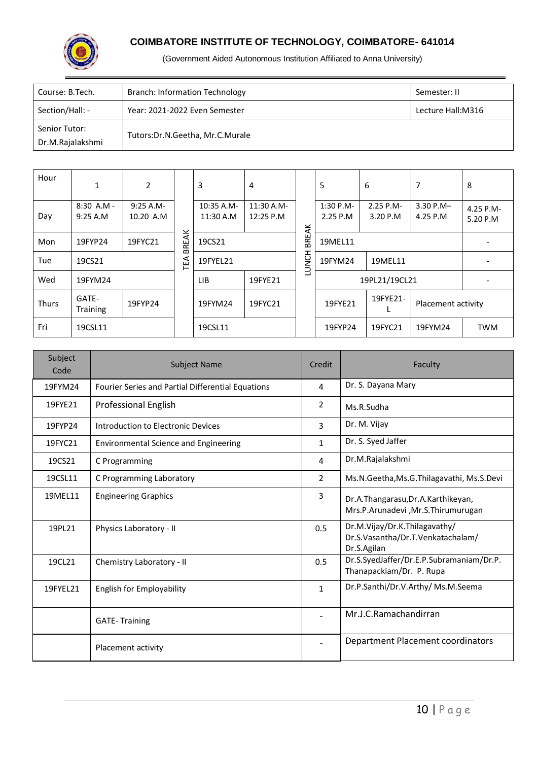**COIMBATORE INSTITUTE OF TECHNOLOGY, COIMBATORE- 641014**

(Government Aided Autonomous Institution Affiliated to Anna University)

| | | |
|---|---|---|
| Course: B.Tech. | Branch: Information Technology | Semester: II |
| Section/Hall: - | Year: 2021-2022 Even Semester | Lecture Hall:M316 |
| Senior Tutor: Dr.M.Rajalakshmi | Tutors:Dr.N.Geetha, Mr.C.Murale | |

| Hour | 1 | 2 | | 3 | 4 | | 5 | 6 | 7 | 8 |
|---|---|---|---|---|---|---|---|---|---|---|
| Day | 8:30 A.M - 9:25 A.M | 9:25 A.M- 10.20 A.M | TEA BREAK | 10:35 A.M- 11:30 A.M | 11:30 A.M- 12:25 P.M | LUNCH BREAK | 1:30 P.M- 2.25 P.M | 2.25 P.M- 3.20 P.M | 3.30 P.M– 4.25 P.M | 4.25 P.M- 5.20 P.M |
| Mon | 19FYP24 | 19FYC21 | | 19CS21 | | | 19MEL11 | | | - |
| Tue | 19CS21 | | | 19FYEL21 | | | 19FYM24 | 19MEL11 | | - |
| Wed | 19FYM24 | | | LIB | 19FYE21 | | 19PL21/19CL21 | | | - |
| Thurs | GATE-Training | 19FYP24 | | 19FYM24 | 19FYC21 | | 19FYE21 | 19FYE21-L | Placement activity | |
| Fri | 19CSL11 | | | 19CSL11 | | | 19FYP24 | 19FYC21 | 19FYM24 | TWM |

| Subject Code | Subject Name | Credit | Faculty |
|---|---|---|---|
| 19FYM24 | Fourier Series and Partial Differential Equations | 4 | Dr. S. Dayana Mary |
| 19FYE21 | Professional English | 2 | Ms.R.Sudha |
| 19FYP24 | Introduction to Electronic Devices | 3 | Dr. M. Vijay |
| 19FYC21 | Environmental Science and Engineering | 1 | Dr. S. Syed Jaffer |
| 19CS21 | C Programming | 4 | Dr.M.Rajalakshmi |
| 19CSL11 | C Programming Laboratory | 2 | Ms.N.Geetha,Ms.G.Thilagavathi, Ms.S.Devi |
| 19MEL11 | Engineering Graphics | 3 | Dr.A.Thangarasu,Dr.A.Karthikeyan, Mrs.P.Arunadevi ,Mr.S.Thirumurugan |
| 19PL21 | Physics Laboratory - II | 0.5 | Dr.M.Vijay/Dr.K.Thilagavathy/ Dr.S.Vasantha/Dr.T.Venkatachalam/ Dr.S.Agilan |
| 19CL21 | Chemistry Laboratory - II | 0.5 | Dr.S.SyedJaffer/Dr.E.P.Subramaniam/Dr.P. Thanapackiam/Dr. P. Rupa |
| 19FYEL21 | English for Employability | 1 | Dr.P.Santhi/Dr.V.Arthy/ Ms.M.Seema |
| | GATE- Training | - | Mr.J.C.Ramachandirran |
| | Placement activity | - | Department Placement coordinators |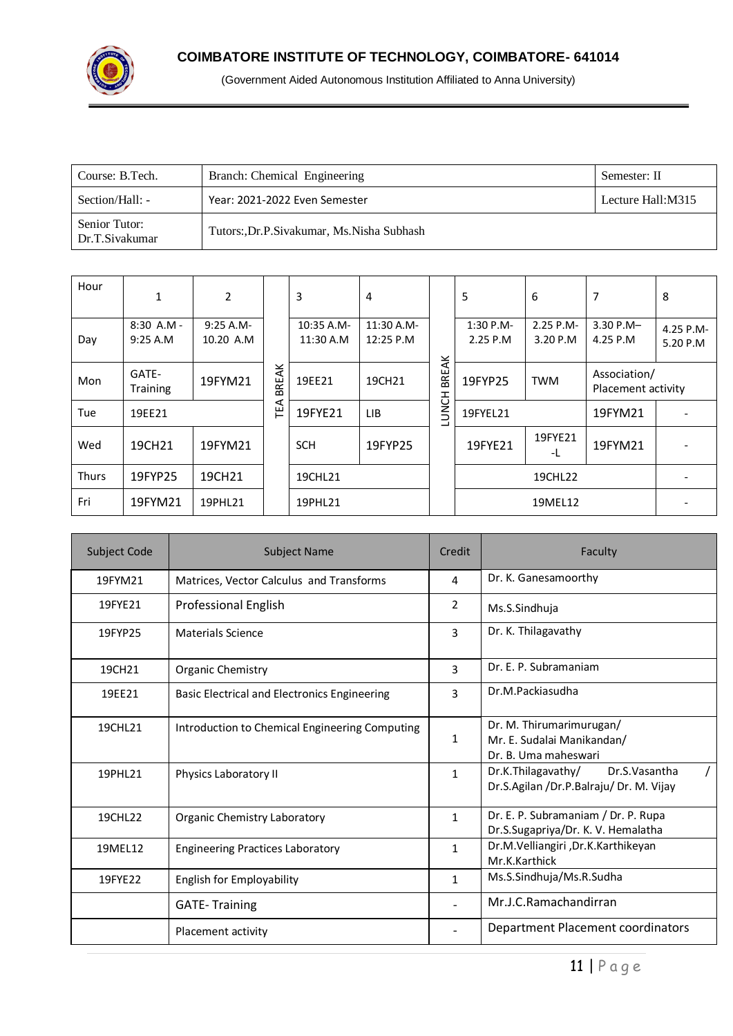**COIMBATORE INSTITUTE OF TECHNOLOGY, COIMBATORE- 641014**

(Government Aided Autonomous Institution Affiliated to Anna University)

| | | |
|---|---|---|
| Course: B.Tech. | Branch: Chemical Engineering | Semester: II |
| Section/Hall: - | Year: 2021-2022 Even Semester | Lecture Hall:M315 |
| Senior Tutor: Dr.T.Sivakumar | Tutors:,Dr.P.Sivakumar, Ms.Nisha Subhash | |

| Hour | 1 | 2 | | 3 | 4 | | 5 | 6 | 7 | 8 |
|---|---|---|---|---|---|---|---|---|---|---|
| Day | 8:30 A.M - 9:25 A.M | 9:25 A.M- 10.20 A.M | | 10:35 A.M- 11:30 A.M | 11:30 A.M- 12:25 P.M | | 1:30 P.M- 2.25 P.M | 2.25 P.M- 3.20 P.M | 3.30 P.M– 4.25 P.M | 4.25 P.M- 5.20 P.M |
| Mon | GATE-Training | 19FYM21 | TEA BREAK | 19EE21 | 19CH21 | LUNCH BREAK | 19FYP25 | TWM | Association/ Placement activity | |
| Tue | 19EE21 | | | 19FYE21 | LIB | | 19FYEL21 | | 19FYM21 | - |
| Wed | 19CH21 | 19FYM21 | | SCH | 19FYP25 | | 19FYE21 | 19FYE21 -L | 19FYM21 | - |
| Thurs | 19FYP25 | 19CH21 | | 19CHL21 | | | 19CHL22 | | | - |
| Fri | 19FYM21 | 19PHL21 | | 19PHL21 | | | 19MEL12 | | | - |

| Subject Code | Subject Name | Credit | Faculty |
|---|---|---|---|
| 19FYM21 | Matrices, Vector Calculus and Transforms | 4 | Dr. K. Ganesamoorthy |
| 19FYE21 | Professional English | 2 | Ms.S.Sindhuja |
| 19FYP25 | Materials Science | 3 | Dr. K. Thilagavathy |
| 19CH21 | Organic Chemistry | 3 | Dr. E. P. Subramaniam |
| 19EE21 | Basic Electrical and Electronics Engineering | 3 | Dr.M.Packiasudha |
| 19CHL21 | Introduction to Chemical Engineering Computing | 1 | Dr. M. Thirumarimurugan/ Mr. E. Sudalai Manikandan/ Dr. B. Uma maheswari |
| 19PHL21 | Physics Laboratory II | 1 | Dr.K.Thilagavathy/ Dr.S.Vasantha / Dr.S.Agilan /Dr.P.Balraju/ Dr. M. Vijay |
| 19CHL22 | Organic Chemistry Laboratory | 1 | Dr. E. P. Subramaniam / Dr. P. Rupa Dr.S.Sugapriya/Dr. K. V. Hemalatha |
| 19MEL12 | Engineering Practices Laboratory | 1 | Dr.M.Velliangiri ,Dr.K.Karthikeyan Mr.K.Karthick |
| 19FYE22 | English for Employability | 1 | Ms.S.Sindhuja/Ms.R.Sudha |
| | GATE- Training | - | Mr.J.C.Ramachandirran |
| | Placement activity | - | Department Placement coordinators |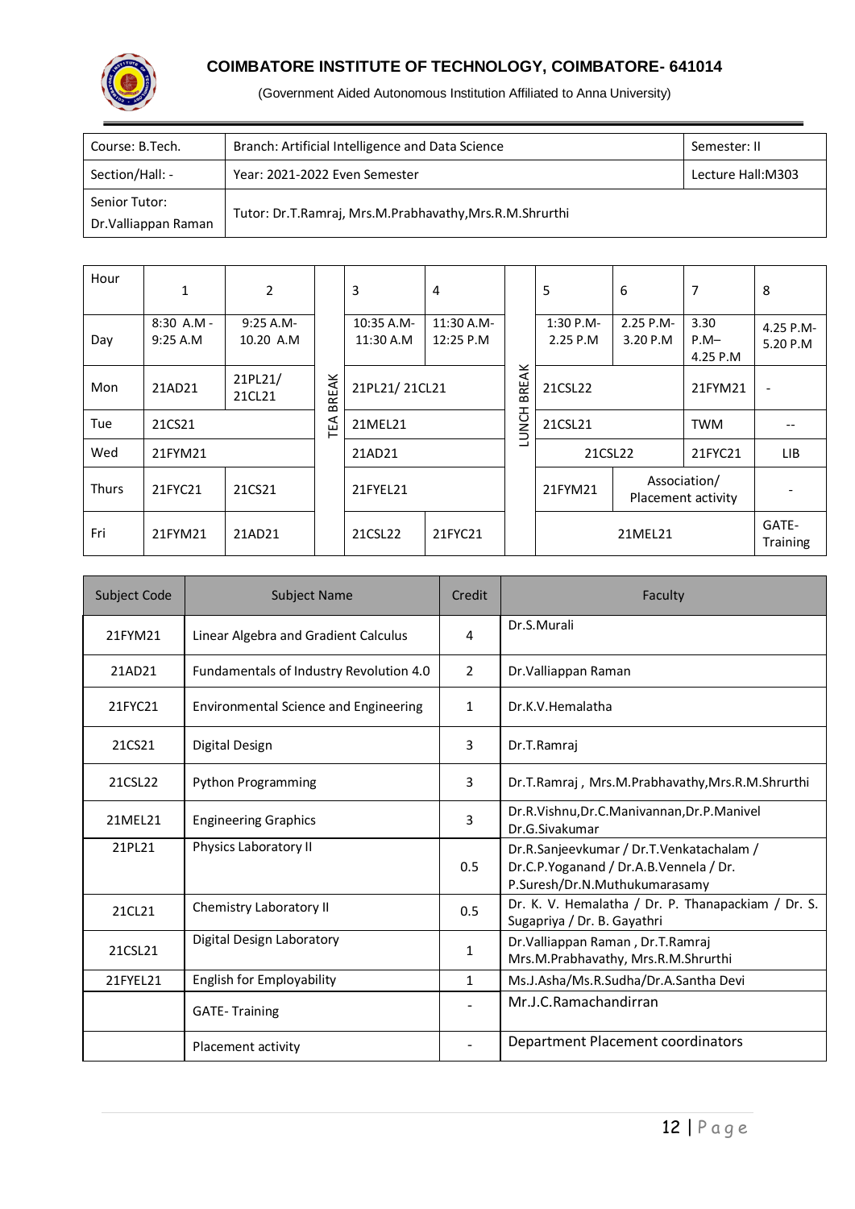## COIMBATORE INSTITUTE OF TECHNOLOGY, COIMBATORE- 641014

(Government Aided Autonomous Institution Affiliated to Anna University)

| | | |
|---|---|---|
| Course: B.Tech. | Branch: Artificial Intelligence and Data Science | Semester: II |
| Section/Hall: - | Year: 2021-2022 Even Semester | Lecture Hall:M303 |
| Senior Tutor: Dr.Valliappan Raman | Tutor: Dr.T.Ramraj, Mrs.M.Prabhavathy,Mrs.R.M.Shrurthi | |

| Hour | 1 | 2 | | 3 | 4 | | 5 | 6 | 7 | 8 |
|---|---|---|---|---|---|---|---|---|---|---|
| Day | 8:30 A.M - 9:25 A.M | 9:25 A.M- 10.20 A.M | | 10:35 A.M- 11:30 A.M | 11:30 A.M- 12:25 P.M | | 1:30 P.M- 2.25 P.M | 2.25 P.M- 3.20 P.M | 3.30 P.M– 4.25 P.M | 4.25 P.M- 5.20 P.M |
| Mon | 21AD21 | 21PL21/ 21CL21 | TEA BREAK | 21PL21/ 21CL21 | | LUNCH BREAK | 21CSL22 | | 21FYM21 | - |
| Tue | 21CS21 | | | 21MEL21 | | | 21CSL21 | | TWM | -- |
| Wed | 21FYM21 | | | 21AD21 | | | 21CSL22 | | 21FYC21 | LIB |
| Thurs | 21FYC21 | 21CS21 | | 21FYEL21 | | | 21FYM21 | Association/ Placement activity | | - |
| Fri | 21FYM21 | 21AD21 | | 21CSL22 | 21FYC21 | | 21MEL21 | | | GATE-Training |

| Subject Code | Subject Name | Credit | Faculty |
|---|---|---|---|
| 21FYM21 | Linear Algebra and Gradient Calculus | 4 | Dr.S.Murali |
| 21AD21 | Fundamentals of Industry Revolution 4.0 | 2 | Dr.Valliappan Raman |
| 21FYC21 | Environmental Science and Engineering | 1 | Dr.K.V.Hemalatha |
| 21CS21 | Digital Design | 3 | Dr.T.Ramraj |
| 21CSL22 | Python Programming | 3 | Dr.T.Ramraj , Mrs.M.Prabhavathy,Mrs.R.M.Shrurthi |
| 21MEL21 | Engineering Graphics | 3 | Dr.R.Vishnu,Dr.C.Manivannan,Dr.P.Manivel Dr.G.Sivakumar |
| 21PL21 | Physics Laboratory II | 0.5 | Dr.R.Sanjeevkumar / Dr.T.Venkatachalam / Dr.C.P.Yoganand / Dr.A.B.Vennela / Dr. P.Suresh/Dr.N.Muthukumarasamy |
| 21CL21 | Chemistry Laboratory II | 0.5 | Dr. K. V. Hemalatha / Dr. P. Thanapackiam / Dr. S. Sugapriya / Dr. B. Gayathri |
| 21CSL21 | Digital Design Laboratory | 1 | Dr.Valliappan Raman , Dr.T.Ramraj Mrs.M.Prabhavathy, Mrs.R.M.Shrurthi |
| 21FYEL21 | English for Employability | 1 | Ms.J.Asha/Ms.R.Sudha/Dr.A.Santha Devi |
| | GATE- Training | - | Mr.J.C.Ramachandirran |
| | Placement activity | - | Department Placement coordinators |